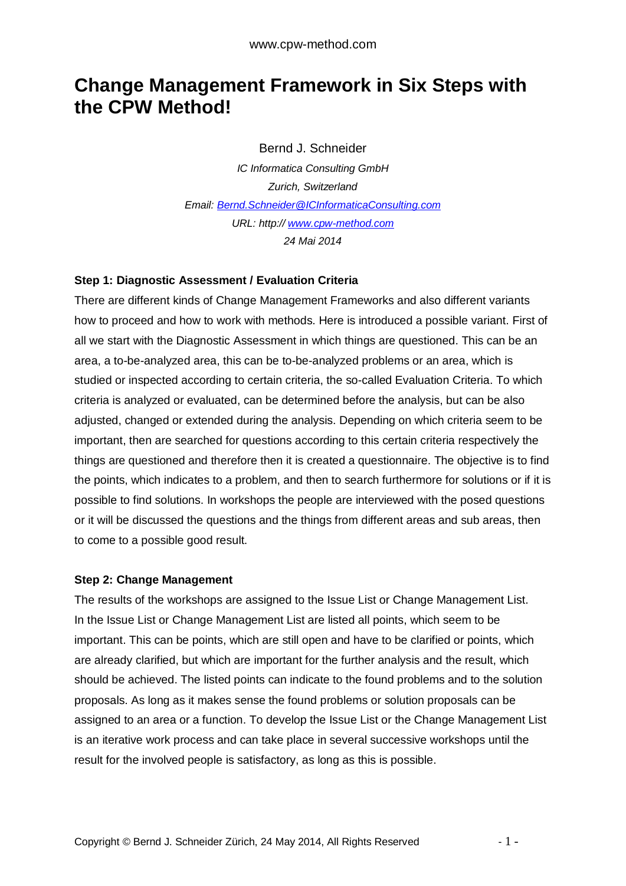# Change Management Framework in Six Steps with the CPW Method!

Bernd J. Schneider

*IC Informatica Consulting GmbH*

*Zurich, Switzerland*

*Email: [Bernd.Schneider@ICInformaticaConsulting.com](mailto:Bernd.Schneider@ICInformaticaConsulting.com)*

*URL: http:// [www.cpw-method.com](http://www.cpw-method.com)*

*24 Mai 2014*

**Step 1: Diagnostic Assessment / Evaluation Criteria**

There are different kinds of Change Management Frameworks and also different variants how to proceed and how to work with methods. Here is introduced a possible variant. First of all we start with the Diagnostic Assessment in which things are questioned. This can be an area, a to-be-analyzed area, this can be to-be-analyzed problems or an area, which is studied or inspected according to certain criteria, the so-called Evaluation Criteria. To which criteria is analyzed or evaluated, can be determined before the analysis, but can be also adjusted, changed or extended during the analysis. Depending on which criteria seem to be important, then are searched for questions according to this certain criteria respectively the things are questioned and therefore then it is created a questionnaire. The objective is to find the points, which indicates to a problem, and then to search furthermore for solutions or if it is possible to find solutions. In workshops the people are interviewed with the posed questions or it will be discussed the questions and the things from different areas and sub areas, then to come to a possible good result.

**Step 2: Change Management**

The results of the workshops are assigned to the Issue List or Change Management List. In the Issue List or Change Management List are listed all points, which seem to be important. This can be points, which are still open and have to be clarified or points, which are already clarified, but which are important for the further analysis and the result, which should be achieved. The listed points can indicate to the found problems and to the solution proposals. As long as it makes sense the found problems or solution proposals can be assigned to an area or a function. To develop the Issue List or the Change Management List is an iterative work process and can take place in several successive workshops until the result for the involved people is satisfactory, as long as this is possible.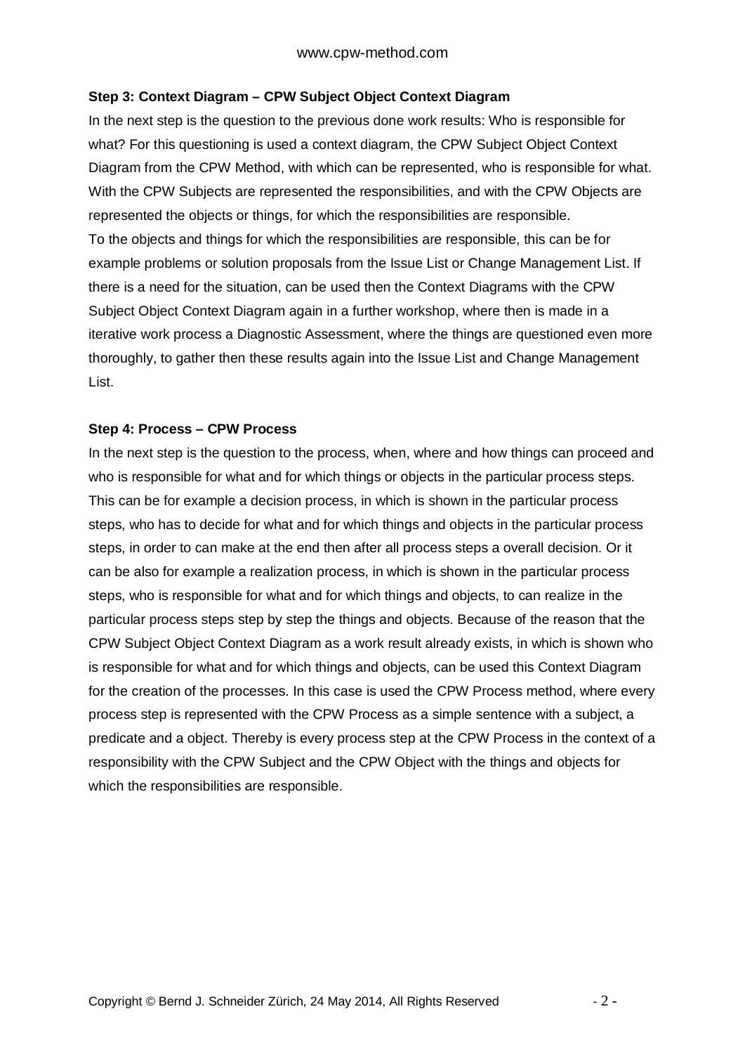**Step 3: Context Diagram – CPW Subject Object Context Diagram**

In the next step is the question to the previous done work results: Who is responsible for what? For this questioning is used a context diagram, the CPW Subject Object Context Diagram from the CPW Method, with which can be represented, who is responsible for what. With the CPW Subjects are represented the responsibilities, and with the CPW Objects are represented the objects or things, for which the responsibilities are responsible.
To the objects and things for which the responsibilities are responsible, this can be for example problems or solution proposals from the Issue List or Change Management List. If there is a need for the situation, can be used then the Context Diagrams with the CPW Subject Object Context Diagram again in a further workshop, where then is made in a iterative work process a Diagnostic Assessment, where the things are questioned even more thoroughly, to gather then these results again into the Issue List and Change Management List.

**Step 4: Process – CPW Process**

In the next step is the question to the process, when, where and how things can proceed and who is responsible for what and for which things or objects in the particular process steps. This can be for example a decision process, in which is shown in the particular process steps, who has to decide for what and for which things and objects in the particular process steps, in order to can make at the end then after all process steps a overall decision. Or it can be also for example a realization process, in which is shown in the particular process steps, who is responsible for what and for which things and objects, to can realize in the particular process steps step by step the things and objects. Because of the reason that the CPW Subject Object Context Diagram as a work result already exists, in which is shown who is responsible for what and for which things and objects, can be used this Context Diagram for the creation of the processes. In this case is used the CPW Process method, where every process step is represented with the CPW Process as a simple sentence with a subject, a predicate and a object. Thereby is every process step at the CPW Process in the context of a responsibility with the CPW Subject and the CPW Object with the things and objects for which the responsibilities are responsible.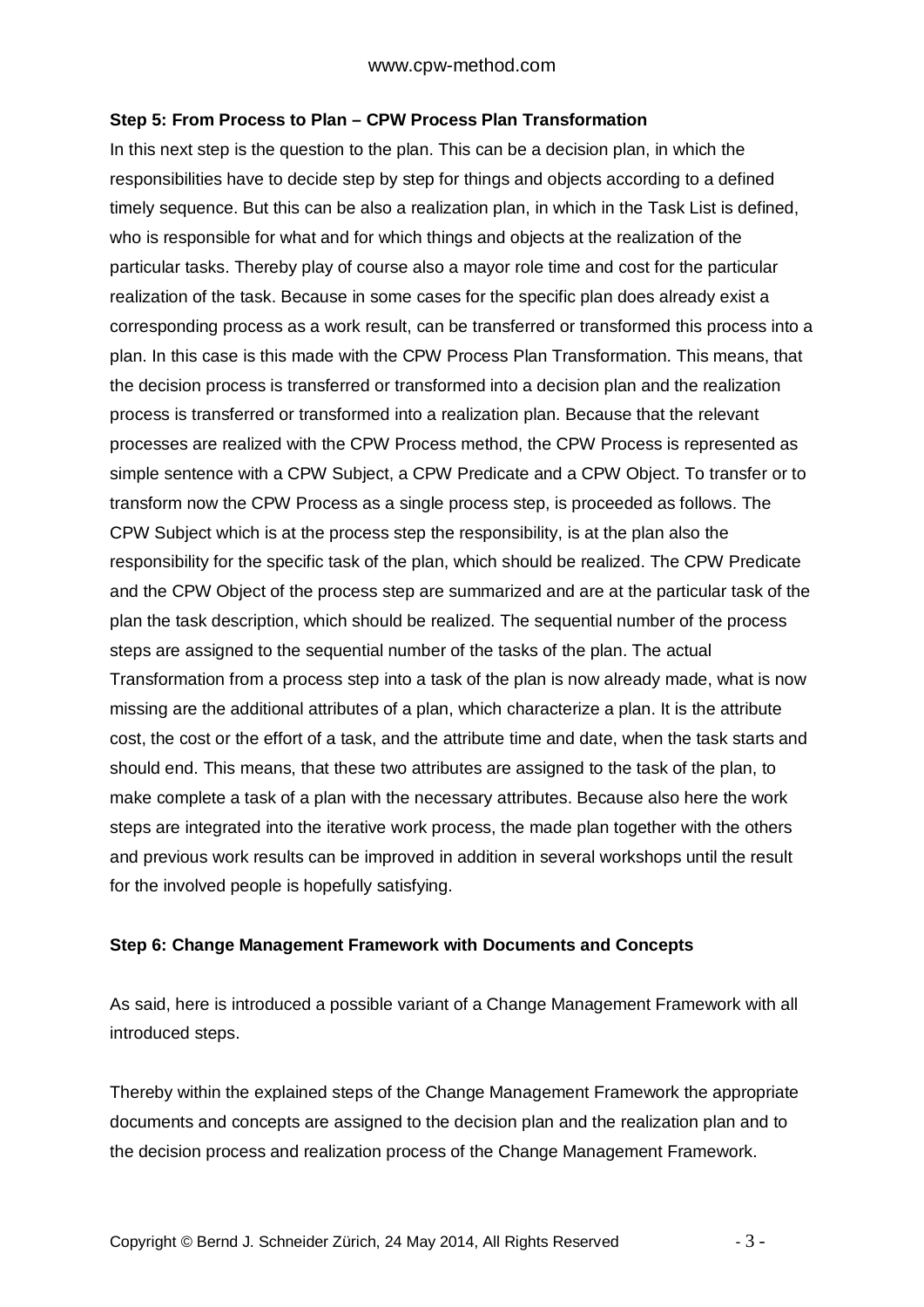**Step 5: From Process to Plan – CPW Process Plan Transformation**

In this next step is the question to the plan. This can be a decision plan, in which the responsibilities have to decide step by step for things and objects according to a defined timely sequence. But this can be also a realization plan, in which in the Task List is defined, who is responsible for what and for which things and objects at the realization of the particular tasks. Thereby play of course also a mayor role time and cost for the particular realization of the task. Because in some cases for the specific plan does already exist a corresponding process as a work result, can be transferred or transformed this process into a plan. In this case is this made with the CPW Process Plan Transformation. This means, that the decision process is transferred or transformed into a decision plan and the realization process is transferred or transformed into a realization plan. Because that the relevant processes are realized with the CPW Process method, the CPW Process is represented as simple sentence with a CPW Subject, a CPW Predicate and a CPW Object. To transfer or to transform now the CPW Process as a single process step, is proceeded as follows. The CPW Subject which is at the process step the responsibility, is at the plan also the responsibility for the specific task of the plan, which should be realized. The CPW Predicate and the CPW Object of the process step are summarized and are at the particular task of the plan the task description, which should be realized. The sequential number of the process steps are assigned to the sequential number of the tasks of the plan. The actual Transformation from a process step into a task of the plan is now already made, what is now missing are the additional attributes of a plan, which characterize a plan. It is the attribute cost, the cost or the effort of a task, and the attribute time and date, when the task starts and should end. This means, that these two attributes are assigned to the task of the plan, to make complete a task of a plan with the necessary attributes. Because also here the work steps are integrated into the iterative work process, the made plan together with the others and previous work results can be improved in addition in several workshops until the result for the involved people is hopefully satisfying.

**Step 6: Change Management Framework with Documents and Concepts**

As said, here is introduced a possible variant of a Change Management Framework with all introduced steps.

Thereby within the explained steps of the Change Management Framework the appropriate documents and concepts are assigned to the decision plan and the realization plan and to the decision process and realization process of the Change Management Framework.

Copyright © Bernd J. Schneider Zürich, 24 May 2014, All Rights Reserved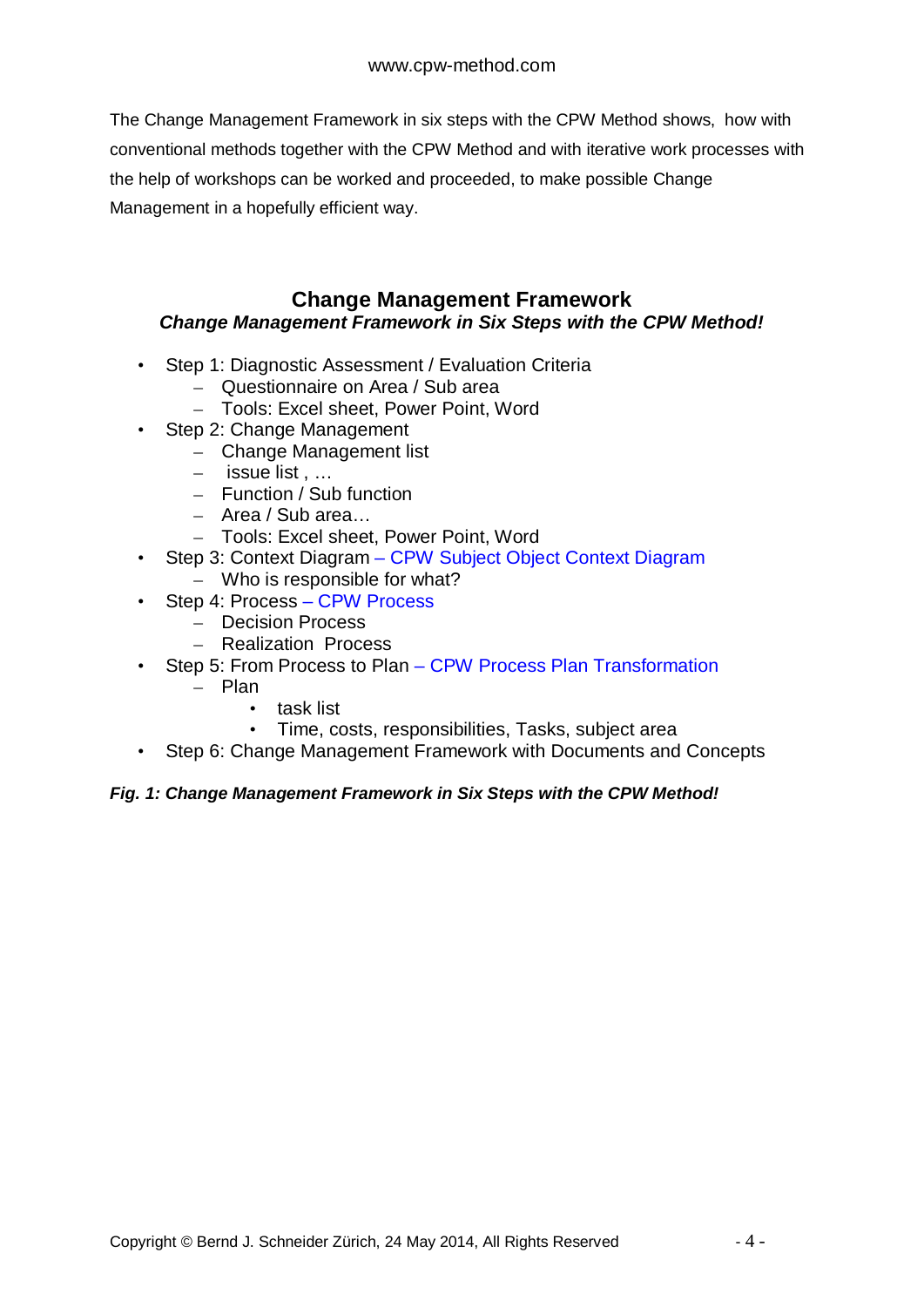The Change Management Framework in six steps with the CPW Method shows, how with conventional methods together with the CPW Method and with iterative work processes with the help of workshops can be worked and proceeded, to make possible Change Management in a hopefully efficient way.

## Change Management Framework

***Change Management Framework in Six Steps with the CPW Method!***

- Step 1: Diagnostic Assessment / Evaluation Criteria
  - Questionnaire on Area / Sub area
  - Tools: Excel sheet, Power Point, Word
- Step 2: Change Management
  - Change Management list
  - issue list , …
  - Function / Sub function
  - Area / Sub area…
  - Tools: Excel sheet, Power Point, Word
- Step 3: Context Diagram – CPW Subject Object Context Diagram
  - Who is responsible for what?
- Step 4: Process – CPW Process
  - Decision Process
  - Realization Process
- Step 5: From Process to Plan – CPW Process Plan Transformation
  - Plan
    - task list
    - Time, costs, responsibilities, Tasks, subject area
- Step 6: Change Management Framework with Documents and Concepts

***Fig. 1: Change Management Framework in Six Steps with the CPW Method!***

Copyright © Bernd J. Schneider Zürich, 24 May 2014, All Rights Reserved